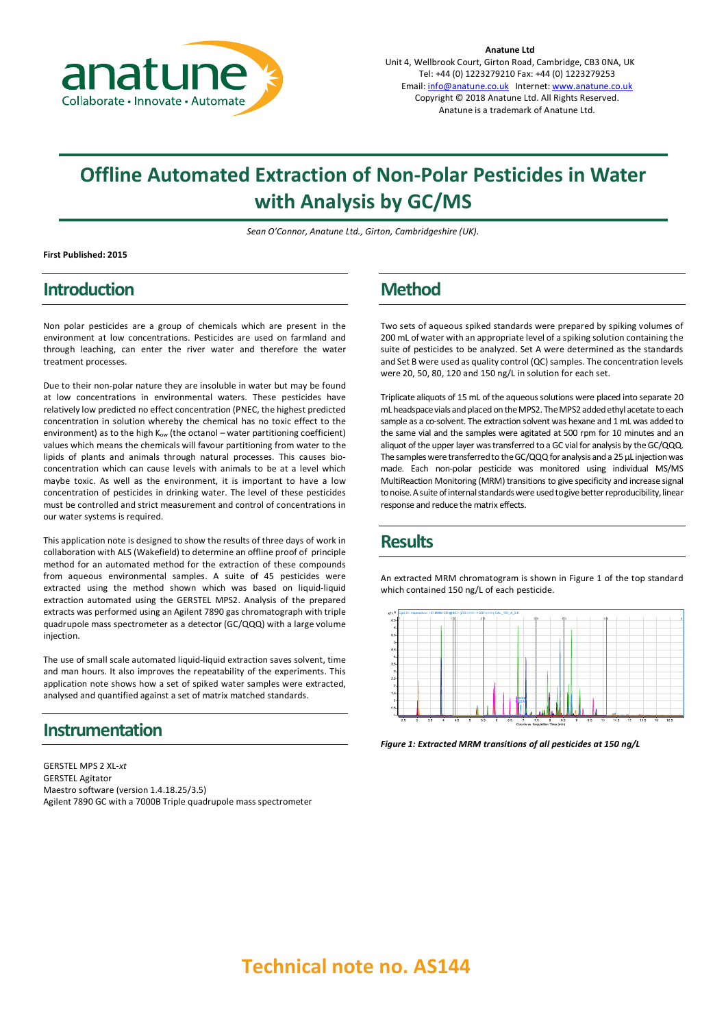**Anatune Ltd**
Unit 4, Wellbrook Court, Girton Road, Cambridge, CB3 0NA, UK
Tel: +44 (0) 1223279210 Fax: +44 (0) 1223279253
Email: info@anatune.co.uk Internet: www.anatune.co.uk
Copyright © 2018 Anatune Ltd. All Rights Reserved.
Anatune is a trademark of Anatune Ltd.

# Offline Automated Extraction of Non-Polar Pesticides in Water with Analysis by GC/MS

*Sean O'Connor, Anatune Ltd., Girton, Cambridgeshire (UK).*

**First Published: 2015**

## Introduction

Non polar pesticides are a group of chemicals which are present in the environment at low concentrations. Pesticides are used on farmland and through leaching, can enter the river water and therefore the water treatment processes.

Due to their non-polar nature they are insoluble in water but may be found at low concentrations in environmental waters. These pesticides have relatively low predicted no effect concentration (PNEC, the highest predicted concentration in solution whereby the chemical has no toxic effect to the environment) as to the high $K_{ow}$ (the octanol – water partitioning coefficient) values which means the chemicals will favour partitioning from water to the lipids of plants and animals through natural processes. This causes bio-concentration which can cause levels with animals to be at a level which maybe toxic. As well as the environment, it is important to have a low concentration of pesticides in drinking water. The level of these pesticides must be controlled and strict measurement and control of concentrations in our water systems is required.

This application note is designed to show the results of three days of work in collaboration with ALS (Wakefield) to determine an offline proof of principle method for an automated method for the extraction of these compounds from aqueous environmental samples. A suite of 45 pesticides were extracted using the method shown which was based on liquid-liquid extraction automated using the GERSTEL MPS2. Analysis of the prepared extracts was performed using an Agilent 7890 gas chromatograph with triple quadrupole mass spectrometer as a detector (GC/QQQ) with a large volume injection.

The use of small scale automated liquid-liquid extraction saves solvent, time and man hours. It also improves the repeatability of the experiments. This application note shows how a set of spiked water samples were extracted, analysed and quantified against a set of matrix matched standards.

## Instrumentation

GERSTEL MPS 2 XL-*xt*
GERSTEL Agitator
Maestro software (version 1.4.18.25/3.5)
Agilent 7890 GC with a 7000B Triple quadrupole mass spectrometer

## Method

Two sets of aqueous spiked standards were prepared by spiking volumes of 200 mL of water with an appropriate level of a spiking solution containing the suite of pesticides to be analyzed. Set A were determined as the standards and Set B were used as quality control (QC) samples. The concentration levels were 20, 50, 80, 120 and 150 ng/L in solution for each set.

Triplicate aliquots of 15 mL of the aqueous solutions were placed into separate 20 mL headspace vials and placed on the MPS2. The MPS2 added ethyl acetate to each sample as a co-solvent. The extraction solvent was hexane and 1 mL was added to the same vial and the samples were agitated at 500 rpm for 10 minutes and an aliquot of the upper layer was transferred to a GC vial for analysis by the GC/QQQ. The samples were transferred to the GC/QQQ for analysis and a 25 µL injection was made. Each non-polar pesticide was monitored using individual MS/MS MultiReaction Monitoring (MRM) transitions to give specificity and increase signal to noise. A suite of internal standards were used to give better reproducibility, linear response and reduce the matrix effects.

## Results

An extracted MRM chromatogram is shown in Figure 1 of the top standard which contained 150 ng/L of each pesticide.

*Figure 1: Extracted MRM transitions of all pesticides at 150 ng/L*

**Technical note no. AS144**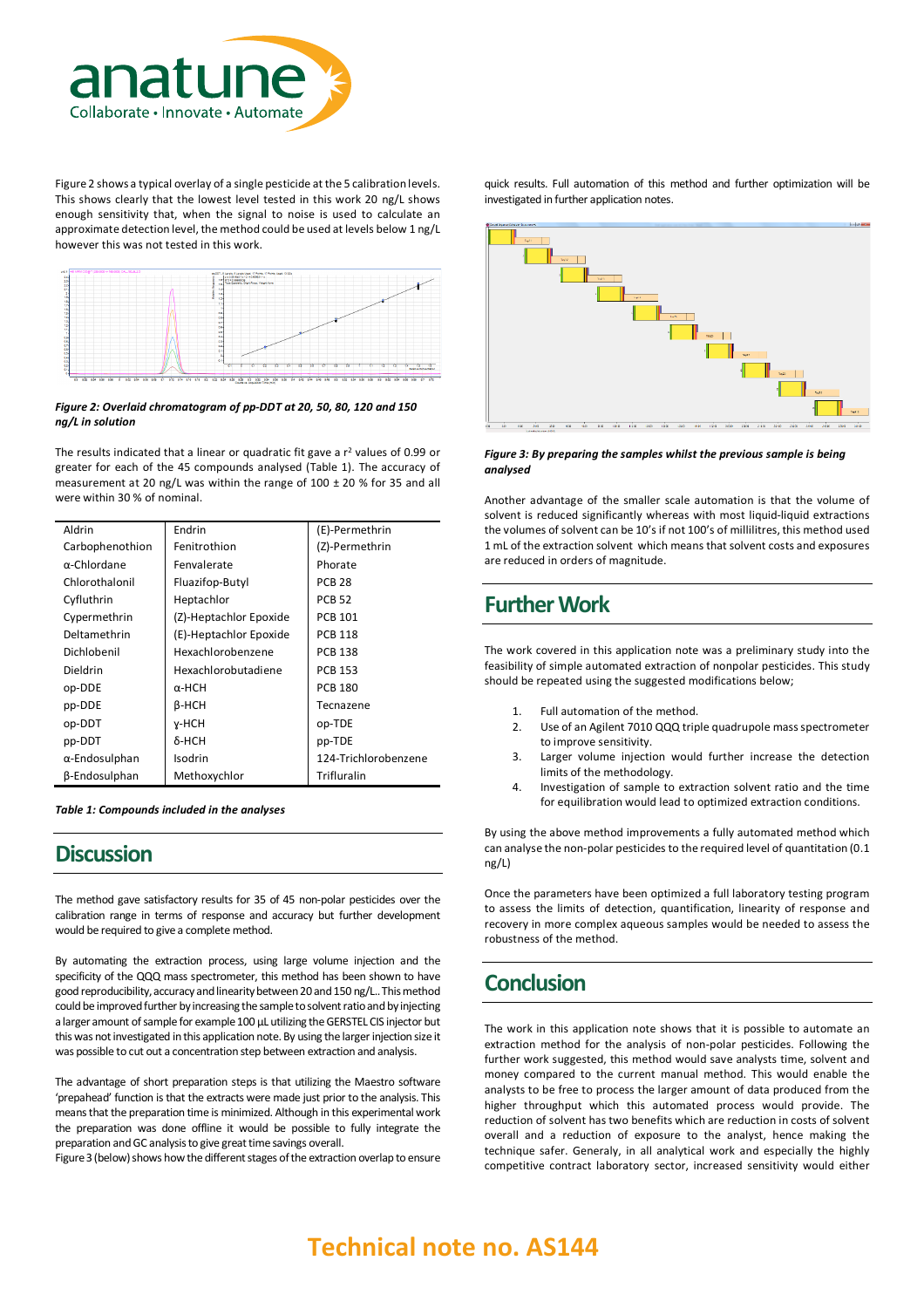Figure 2 shows a typical overlay of a single pesticide at the 5 calibration levels. This shows clearly that the lowest level tested in this work 20 ng/L shows enough sensitivity that, when the signal to noise is used to calculate an approximate detection level, the method could be used at levels below 1 ng/L however this was not tested in this work.

***Figure 2: Overlaid chromatogram of pp-DDT at 20, 50, 80, 120 and 150 ng/L in solution***

The results indicated that a linear or quadratic fit gave a $r^2$ values of 0.99 or greater for each of the 45 compounds analysed (Table 1). The accuracy of measurement at 20 ng/L was within the range of 100 ± 20 % for 35 and all were within 30 % of nominal.

| | | |
|---|---|---|
| Aldrin | Endrin | (E)-Permethrin |
| Carbophenothion | Fenitrothion | (Z)-Permethrin |
| α-Chlordane | Fenvalerate | Phorate |
| Chlorothalonil | Fluazifop-Butyl | PCB 28 |
| Cyfluthrin | Heptachlor | PCB 52 |
| Cypermethrin | (Z)-Heptachlor Epoxide | PCB 101 |
| Deltamethrin | (E)-Heptachlor Epoxide | PCB 118 |
| Dichlobenil | Hexachlorobenzene | PCB 138 |
| Dieldrin | Hexachlorobutadiene | PCB 153 |
| op-DDE | α-HCH | PCB 180 |
| pp-DDE | β-HCH | Tecnazene |
| op-DDT | γ-HCH | op-TDE |
| pp-DDT | δ-HCH | pp-TDE |
| α-Endosulphan | Isodrin | 124-Trichlorobenzene |
| β-Endosulphan | Methoxychlor | Trifluralin |

***Table 1: Compounds included in the analyses***

## Discussion

The method gave satisfactory results for 35 of 45 non-polar pesticides over the calibration range in terms of response and accuracy but further development would be required to give a complete method.

By automating the extraction process, using large volume injection and the specificity of the QQQ mass spectrometer, this method has been shown to have good reproducibility, accuracy and linearity between 20 and 150 ng/L. This method could be improved further by increasing the sample to solvent ratio and by injecting a larger amount of sample for example 100 µL utilizing the GERSTEL CIS injector but this was not investigated in this application note. By using the larger injection size it was possible to cut out a concentration step between extraction and analysis.

The advantage of short preparation steps is that utilizing the Maestro software 'prepahead' function is that the extracts were made just prior to the analysis. This means that the preparation time is minimized. Although in this experimental work the preparation was done offline it would be possible to fully integrate the preparation and GC analysis to give great time savings overall.
Figure 3 (below) shows how the different stages of the extraction overlap to ensure quick results. Full automation of this method and further optimization will be investigated in further application notes.

***Figure 3: By preparing the samples whilst the previous sample is being analysed***

Another advantage of the smaller scale automation is that the volume of solvent is reduced significantly whereas with most liquid-liquid extractions the volumes of solvent can be 10's if not 100's of millilitres, this method used 1 mL of the extraction solvent which means that solvent costs and exposures are reduced in orders of magnitude.

## Further Work

The work covered in this application note was a preliminary study into the feasibility of simple automated extraction of nonpolar pesticides. This study should be repeated using the suggested modifications below;

1. Full automation of the method.
2. Use of an Agilent 7010 QQQ triple quadrupole mass spectrometer to improve sensitivity.
3. Larger volume injection would further increase the detection limits of the methodology.
4. Investigation of sample to extraction solvent ratio and the time for equilibration would lead to optimized extraction conditions.

By using the above method improvements a fully automated method which can analyse the non-polar pesticides to the required level of quantitation (0.1 ng/L)

Once the parameters have been optimized a full laboratory testing program to assess the limits of detection, quantification, linearity of response and recovery in more complex aqueous samples would be needed to assess the robustness of the method.

## Conclusion

The work in this application note shows that it is possible to automate an extraction method for the analysis of non-polar pesticides. Following the further work suggested, this method would save analysts time, solvent and money compared to the current manual method. This would enable the analysts to be free to process the larger amount of data produced from the higher throughput which this automated process would provide. The reduction of solvent has two benefits which are reduction in costs of solvent overall and a reduction of exposure to the analyst, hence making the technique safer. Generaly, in all analytical work and especially the highly competitive contract laboratory sector, increased sensitivity would either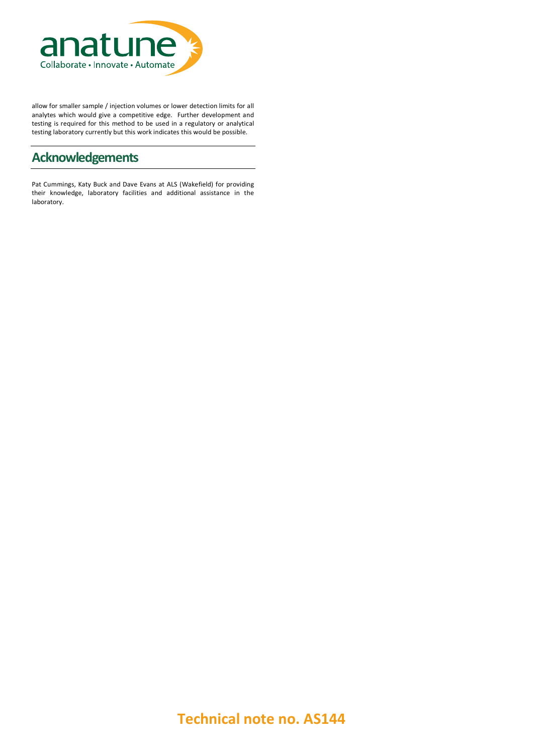allow for smaller sample / injection volumes or lower detection limits for all analytes which would give a competitive edge. Further development and testing is required for this method to be used in a regulatory or analytical testing laboratory currently but this work indicates this would be possible.

## Acknowledgements

Pat Cummings, Katy Buck and Dave Evans at ALS (Wakefield) for providing their knowledge, laboratory facilities and additional assistance in the laboratory.